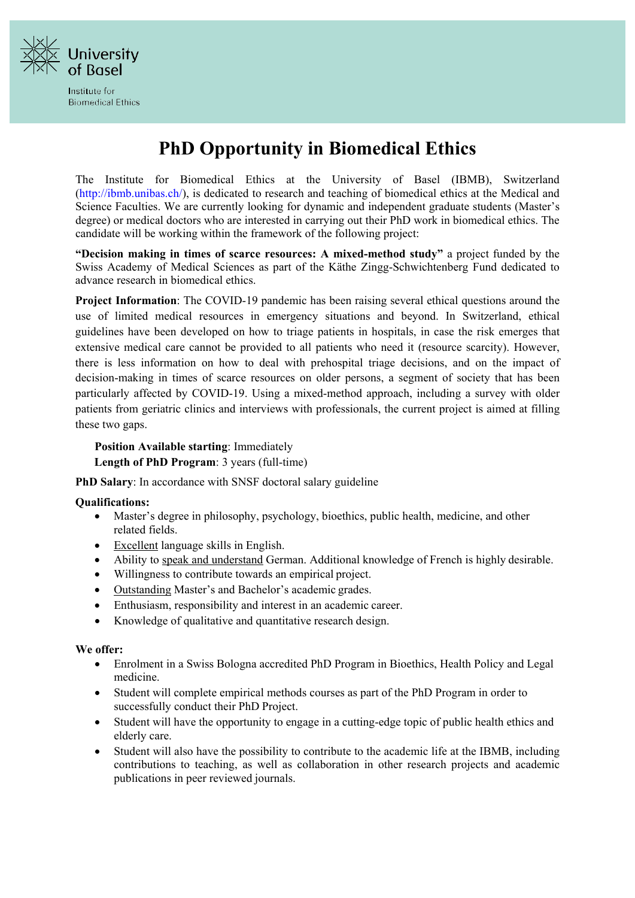University of Basel

Institute for Biomedical Ethics

# PhD Opportunity in Biomedical Ethics

The Institute for Biomedical Ethics at the University of Basel (IBMB), Switzerland (http://ibmb.unibas.ch/), is dedicated to research and teaching of biomedical ethics at the Medical and Science Faculties. We are currently looking for dynamic and independent graduate students (Master's degree) or medical doctors who are interested in carrying out their PhD work in biomedical ethics. The candidate will be working within the framework of the following project:

**"Decision making in times of scarce resources: A mixed-method study"** a project funded by the Swiss Academy of Medical Sciences as part of the Käthe Zingg-Schwichtenberg Fund dedicated to advance research in biomedical ethics.

**Project Information**: The COVID-19 pandemic has been raising several ethical questions around the use of limited medical resources in emergency situations and beyond. In Switzerland, ethical guidelines have been developed on how to triage patients in hospitals, in case the risk emerges that extensive medical care cannot be provided to all patients who need it (resource scarcity). However, there is less information on how to deal with prehospital triage decisions, and on the impact of decision-making in times of scarce resources on older persons, a segment of society that has been particularly affected by COVID-19. Using a mixed-method approach, including a survey with older patients from geriatric clinics and interviews with professionals, the current project is aimed at filling these two gaps.

**Position Available starting**: Immediately

**Length of PhD Program**: 3 years (full-time)

**PhD Salary**: In accordance with SNSF doctoral salary guideline

**Qualifications:**

- Master's degree in philosophy, psychology, bioethics, public health, medicine, and other related fields.
- Excellent language skills in English.
- Ability to speak and understand German. Additional knowledge of French is highly desirable.
- Willingness to contribute towards an empirical project.
- Outstanding Master's and Bachelor's academic grades.
- Enthusiasm, responsibility and interest in an academic career.
- Knowledge of qualitative and quantitative research design.

**We offer:**

- Enrolment in a Swiss Bologna accredited PhD Program in Bioethics, Health Policy and Legal medicine.
- Student will complete empirical methods courses as part of the PhD Program in order to successfully conduct their PhD Project.
- Student will have the opportunity to engage in a cutting-edge topic of public health ethics and elderly care.
- Student will also have the possibility to contribute to the academic life at the IBMB, including contributions to teaching, as well as collaboration in other research projects and academic publications in peer reviewed journals.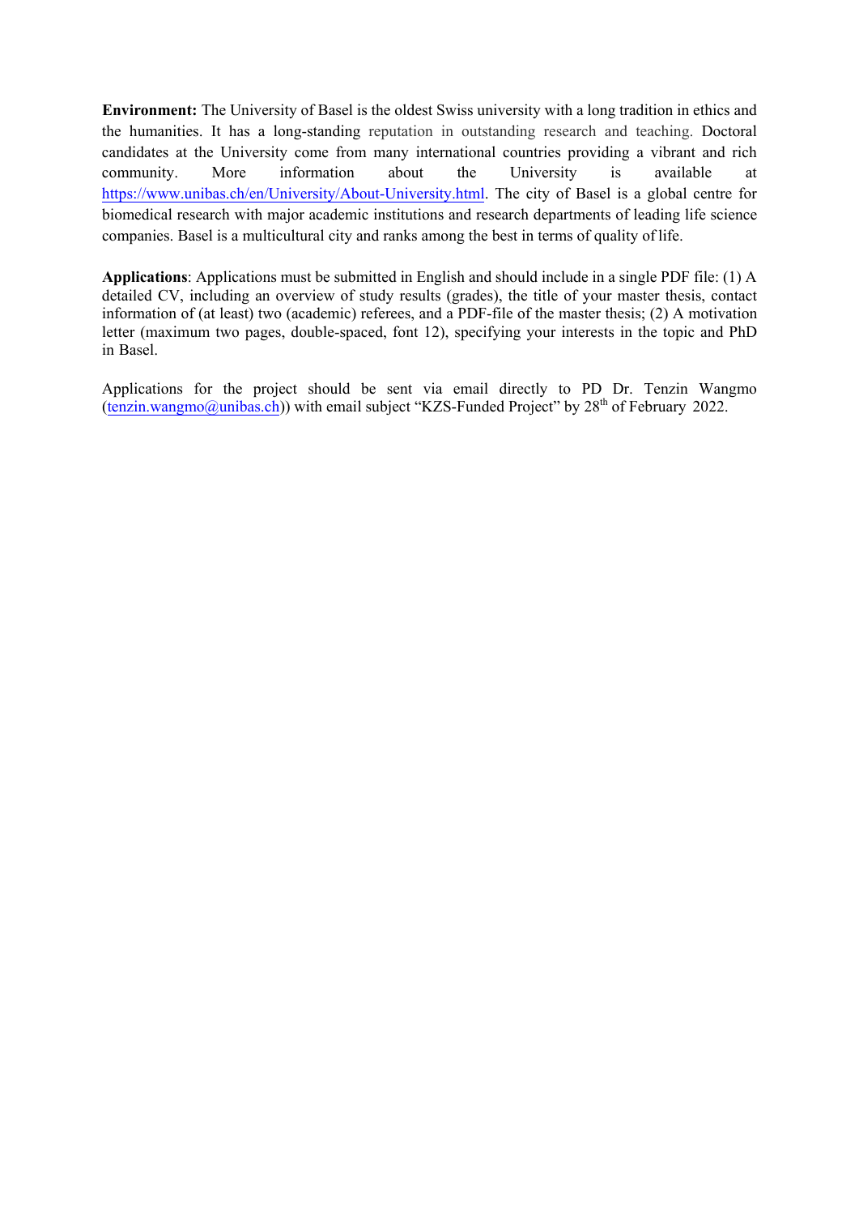**Environment:** The University of Basel is the oldest Swiss university with a long tradition in ethics and the humanities. It has a long-standing reputation in outstanding research and teaching. Doctoral candidates at the University come from many international countries providing a vibrant and rich community. More information about the University is available at https://www.unibas.ch/en/University/About-University.html. The city of Basel is a global centre for biomedical research with major academic institutions and research departments of leading life science companies. Basel is a multicultural city and ranks among the best in terms of quality of life.

**Applications**: Applications must be submitted in English and should include in a single PDF file: (1) A detailed CV, including an overview of study results (grades), the title of your master thesis, contact information of (at least) two (academic) referees, and a PDF-file of the master thesis; (2) A motivation letter (maximum two pages, double-spaced, font 12), specifying your interests in the topic and PhD in Basel.

Applications for the project should be sent via email directly to PD Dr. Tenzin Wangmo (tenzin.wangmo@unibas.ch)) with email subject "KZS-Funded Project" by 28th of February 2022.